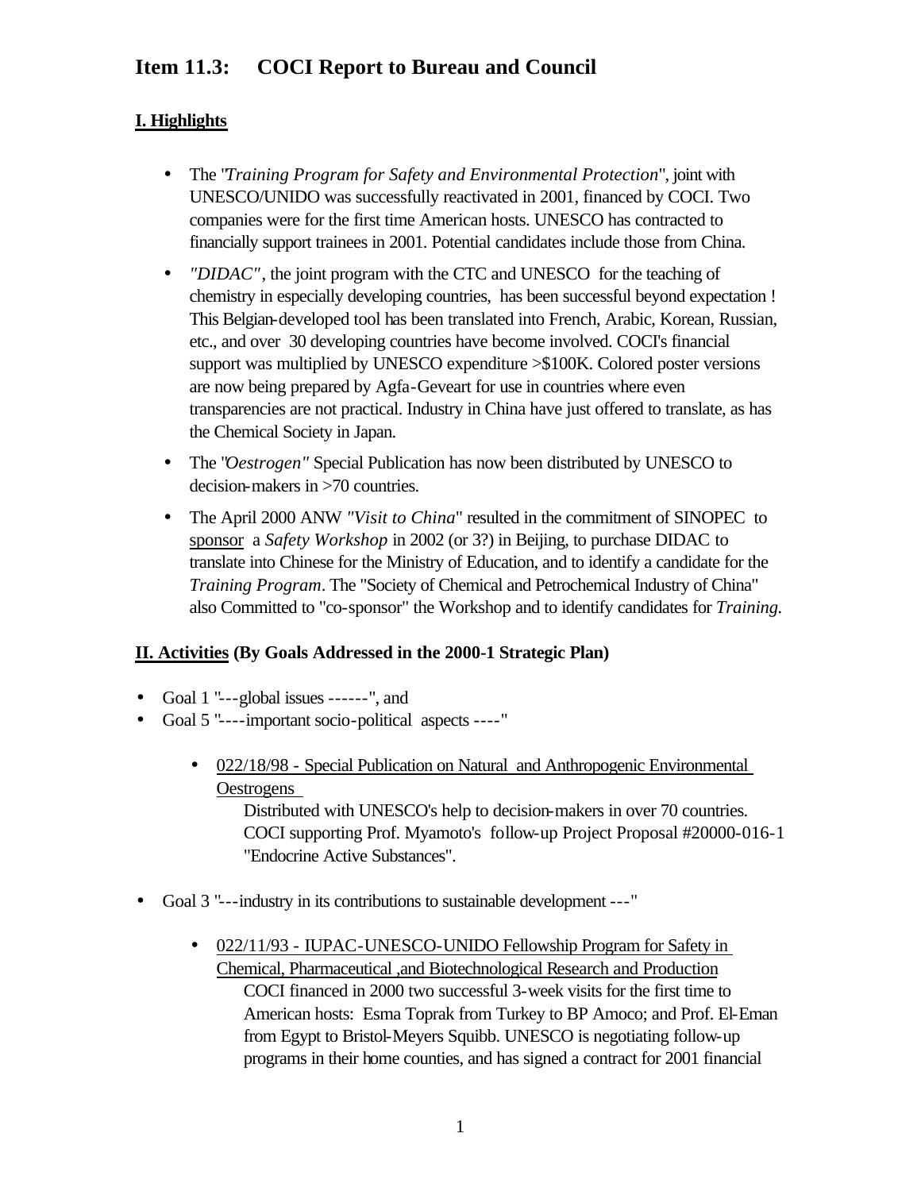# Item 11.3: COCI Report to Bureau and Council

## I. Highlights

- The "*Training Program for Safety and Environmental Protection*", joint with UNESCO/UNIDO was successfully reactivated in 2001, financed by COCI. Two companies were for the first time American hosts. UNESCO has contracted to financially support trainees in 2001. Potential candidates include those from China.
- *"DIDAC"*, the joint program with the CTC and UNESCO for the teaching of chemistry in especially developing countries, has been successful beyond expectation ! This Belgian-developed tool has been translated into French, Arabic, Korean, Russian, etc., and over 30 developing countries have become involved. COCI's financial support was multiplied by UNESCO expenditure >$100K. Colored poster versions are now being prepared by Agfa-Geveart for use in countries where even transparencies are not practical. Industry in China have just offered to translate, as has the Chemical Society in Japan.
- The "*Oestrogen"* Special Publication has now been distributed by UNESCO to decision-makers in >70 countries.
- The April 2000 ANW *"Visit to China*" resulted in the commitment of SINOPEC to sponsor a *Safety Workshop* in 2002 (or 3?) in Beijing, to purchase DIDAC to translate into Chinese for the Ministry of Education, and to identify a candidate for the *Training Program*. The "Society of Chemical and Petrochemical Industry of China" also Committed to "co-sponsor" the Workshop and to identify candidates for *Training*.

## II. Activities (By Goals Addressed in the 2000-1 Strategic Plan)

- Goal 1 "---global issues ------", and
- Goal 5 "----important socio-political aspects ----"
  - 022/18/98 - Special Publication on Natural and Anthropogenic Environmental Oestrogens
    
    Distributed with UNESCO's help to decision-makers in over 70 countries. COCI supporting Prof. Myamoto's follow-up Project Proposal #20000-016-1 "Endocrine Active Substances".

- Goal 3 "---industry in its contributions to sustainable development ---"
  - 022/11/93 - IUPAC-UNESCO-UNIDO Fellowship Program for Safety in Chemical, Pharmaceutical ,and Biotechnological Research and Production
    
    COCI financed in 2000 two successful 3-week visits for the first time to American hosts: Esma Toprak from Turkey to BP Amoco; and Prof. El-Eman from Egypt to Bristol-Meyers Squibb. UNESCO is negotiating follow-up programs in their home counties, and has signed a contract for 2001 financial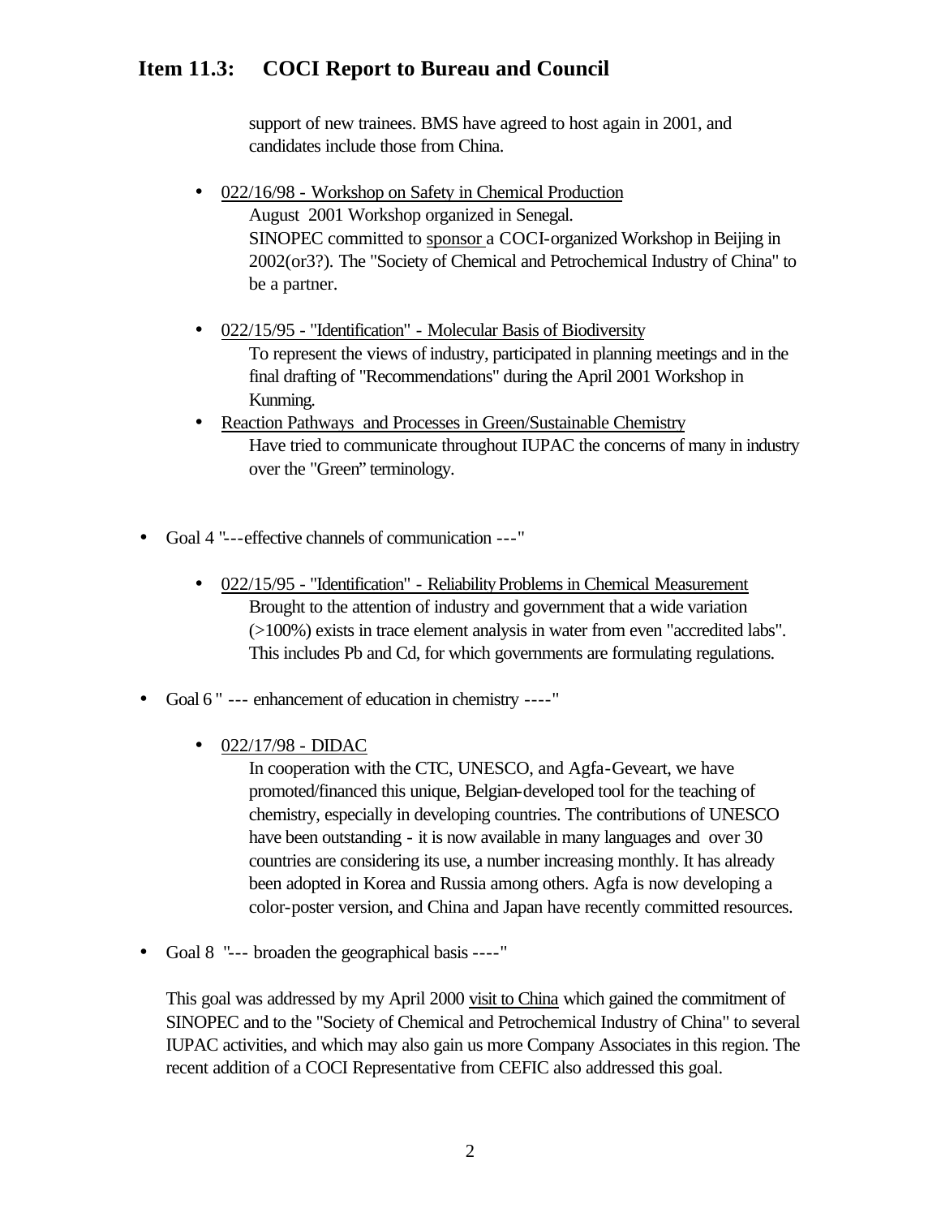## Item 11.3: COCI Report to Bureau and Council

support of new trainees. BMS have agreed to host again in 2001, and candidates include those from China.

- 022/16/98 - Workshop on Safety in Chemical Production
  August 2001 Workshop organized in Senegal.
  SINOPEC committed to sponsor a COCI-organized Workshop in Beijing in 2002(or3?). The "Society of Chemical and Petrochemical Industry of China" to be a partner.

- 022/15/95 - "Identification" - Molecular Basis of Biodiversity
  To represent the views of industry, participated in planning meetings and in the final drafting of "Recommendations" during the April 2001 Workshop in Kunming.
- Reaction Pathways and Processes in Green/Sustainable Chemistry
  Have tried to communicate throughout IUPAC the concerns of many in industry over the "Green" terminology.

- Goal 4 "---effective channels of communication ---"

  - 022/15/95 - "Identification" - Reliability Problems in Chemical Measurement
    Brought to the attention of industry and government that a wide variation (>100%) exists in trace element analysis in water from even "accredited labs". This includes Pb and Cd, for which governments are formulating regulations.

- Goal 6 " --- enhancement of education in chemistry ----"

  - 022/17/98 - DIDAC
    In cooperation with the CTC, UNESCO, and Agfa-Geveart, we have promoted/financed this unique, Belgian-developed tool for the teaching of chemistry, especially in developing countries. The contributions of UNESCO have been outstanding - it is now available in many languages and over 30 countries are considering its use, a number increasing monthly. It has already been adopted in Korea and Russia among others. Agfa is now developing a color-poster version, and China and Japan have recently committed resources.

- Goal 8 "--- broaden the geographical basis ----"

  This goal was addressed by my April 2000 visit to China which gained the commitment of SINOPEC and to the "Society of Chemical and Petrochemical Industry of China" to several IUPAC activities, and which may also gain us more Company Associates in this region. The recent addition of a COCI Representative from CEFIC also addressed this goal.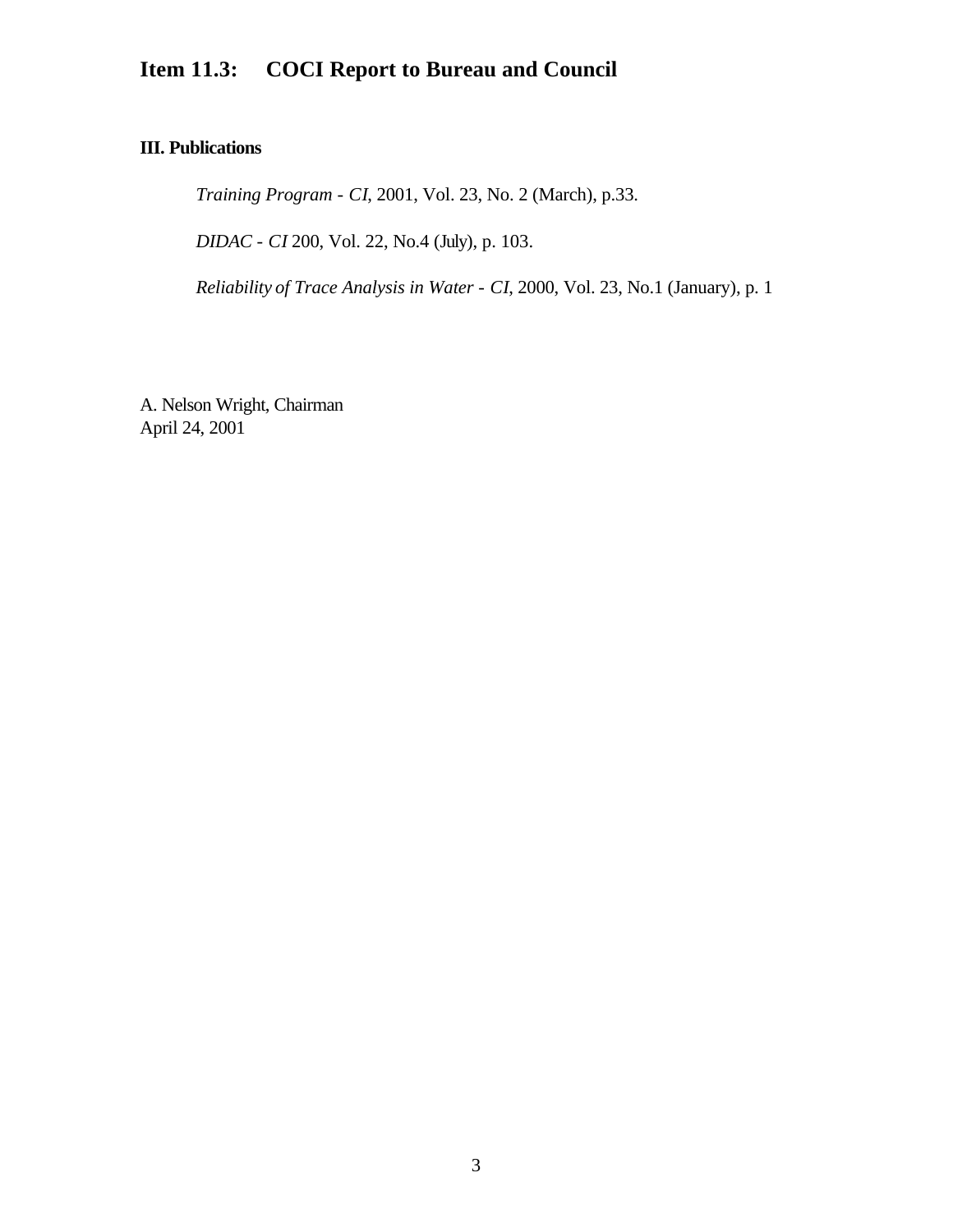# Item 11.3: COCI Report to Bureau and Council

### III. Publications

*Training Program - CI*, 2001, Vol. 23, No. 2 (March), p.33.

*DIDAC - CI* 200, Vol. 22, No.4 (July), p. 103.

*Reliability of Trace Analysis in Water - CI*, 2000, Vol. 23, No.1 (January), p. 1

A. Nelson Wright, Chairman  
April 24, 2001